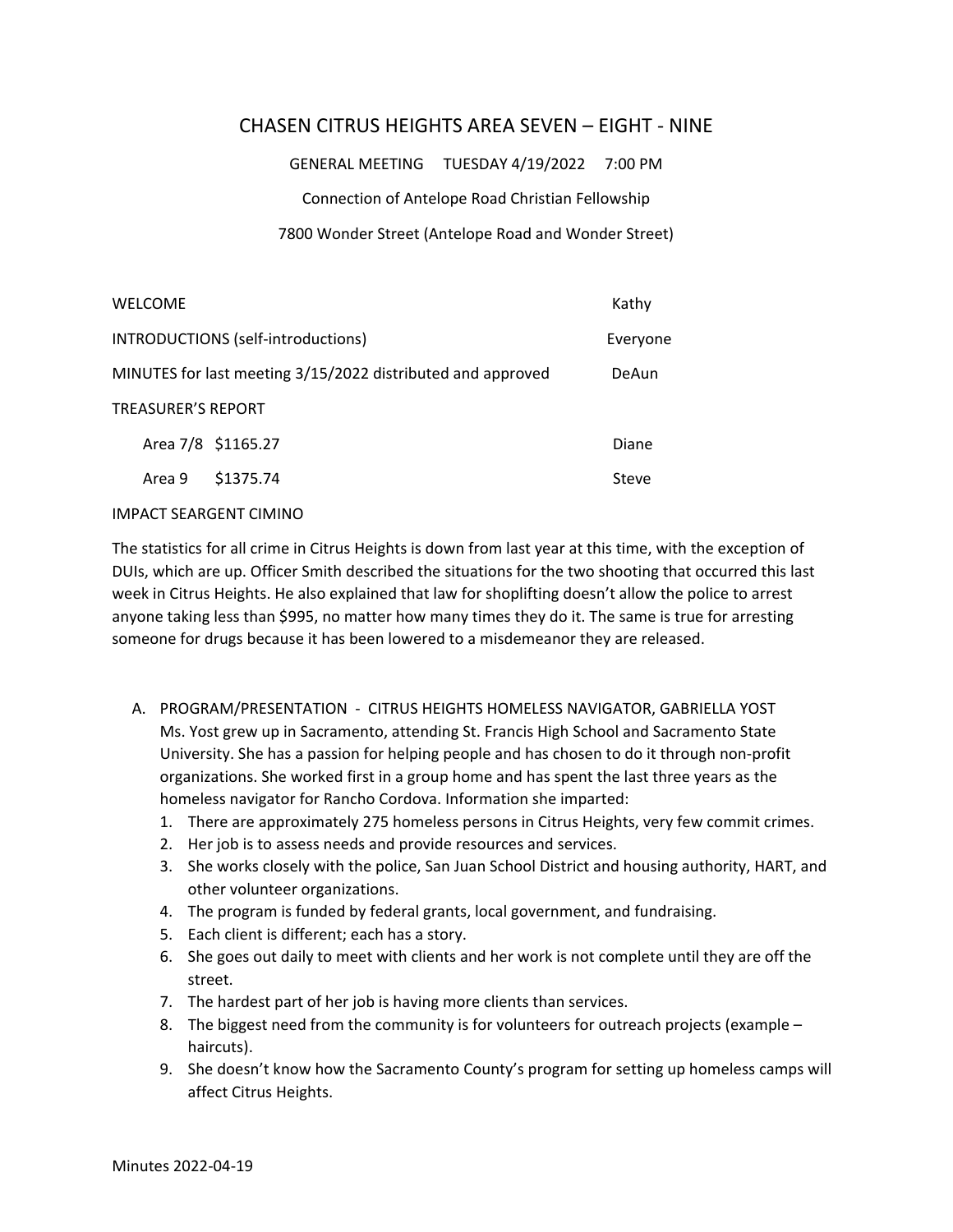# CHASEN CITRUS HEIGHTS AREA SEVEN – EIGHT - NINE

GENERAL MEETING TUESDAY 4/19/2022 7:00 PM

Connection of Antelope Road Christian Fellowship

7800 Wonder Street (Antelope Road and Wonder Street)

| | |
|---|---|
| WELCOME | Kathy |
| INTRODUCTIONS (self-introductions) | Everyone |
| MINUTES for last meeting 3/15/2022 distributed and approved | DeAun |
| TREASURER'S REPORT | |
| Area 7/8 $1165.27 | Diane |
| Area 9 $1375.74 | Steve |

IMPACT SEARGENT CIMINO

The statistics for all crime in Citrus Heights is down from last year at this time, with the exception of DUIs, which are up. Officer Smith described the situations for the two shooting that occurred this last week in Citrus Heights. He also explained that law for shoplifting doesn't allow the police to arrest anyone taking less than $995, no matter how many times they do it. The same is true for arresting someone for drugs because it has been lowered to a misdemeanor they are released.

A. PROGRAM/PRESENTATION - CITRUS HEIGHTS HOMELESS NAVIGATOR, GABRIELLA YOST
   Ms. Yost grew up in Sacramento, attending St. Francis High School and Sacramento State University. She has a passion for helping people and has chosen to do it through non-profit organizations. She worked first in a group home and has spent the last three years as the homeless navigator for Rancho Cordova. Information she imparted:
   1. There are approximately 275 homeless persons in Citrus Heights, very few commit crimes.
   2. Her job is to assess needs and provide resources and services.
   3. She works closely with the police, San Juan School District and housing authority, HART, and other volunteer organizations.
   4. The program is funded by federal grants, local government, and fundraising.
   5. Each client is different; each has a story.
   6. She goes out daily to meet with clients and her work is not complete until they are off the street.
   7. The hardest part of her job is having more clients than services.
   8. The biggest need from the community is for volunteers for outreach projects (example – haircuts).
   9. She doesn't know how the Sacramento County's program for setting up homeless camps will affect Citrus Heights.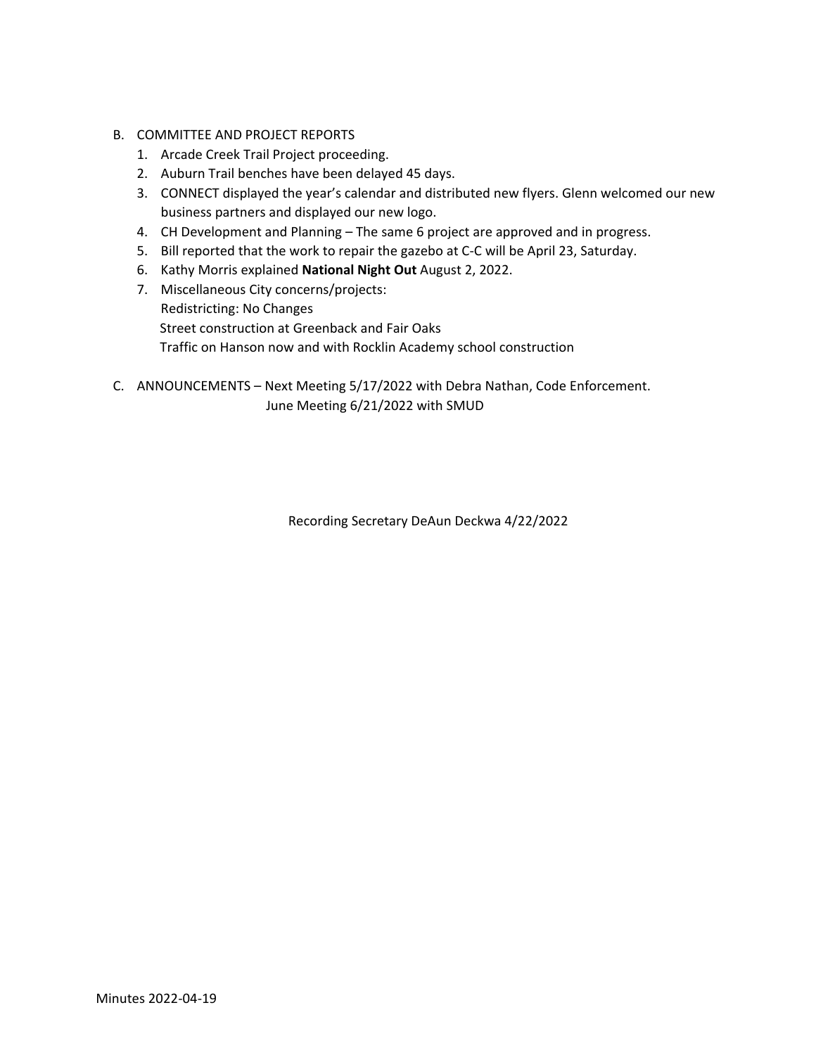B. COMMITTEE AND PROJECT REPORTS

1. Arcade Creek Trail Project proceeding.
2. Auburn Trail benches have been delayed 45 days.
3. CONNECT displayed the year's calendar and distributed new flyers. Glenn welcomed our new business partners and displayed our new logo.
4. CH Development and Planning – The same 6 project are approved and in progress.
5. Bill reported that the work to repair the gazebo at C-C will be April 23, Saturday.
6. Kathy Morris explained **National Night Out** August 2, 2022.
7. Miscellaneous City concerns/projects:
   Redistricting: No Changes
   Street construction at Greenback and Fair Oaks
   Traffic on Hanson now and with Rocklin Academy school construction

C. ANNOUNCEMENTS – Next Meeting 5/17/2022 with Debra Nathan, Code Enforcement.
June Meeting 6/21/2022 with SMUD

Recording Secretary DeAun Deckwa 4/22/2022